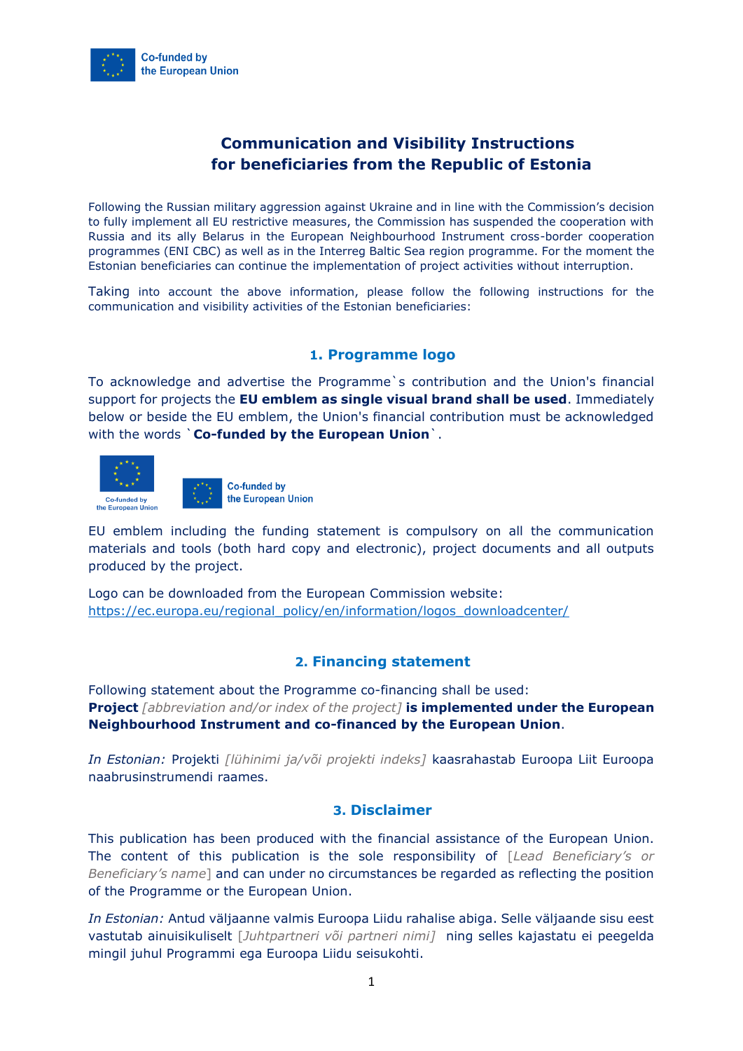Co-funded by the European Union

# Communication and Visibility Instructions for beneficiaries from the Republic of Estonia

Following the Russian military aggression against Ukraine and in line with the Commission's decision to fully implement all EU restrictive measures, the Commission has suspended the cooperation with Russia and its ally Belarus in the European Neighbourhood Instrument cross-border cooperation programmes (ENI CBC) as well as in the Interreg Baltic Sea region programme. For the moment the Estonian beneficiaries can continue the implementation of project activities without interruption.

Taking into account the above information, please follow the following instructions for the communication and visibility activities of the Estonian beneficiaries:

## 1. Programme logo

To acknowledge and advertise the Programme`s contribution and the Union's financial support for projects the **EU emblem as single visual brand shall be used**. Immediately below or beside the EU emblem, the Union's financial contribution must be acknowledged with the words `**Co-funded by the European Union**`.

Co-funded by the European Union

Co-funded by the European Union

EU emblem including the funding statement is compulsory on all the communication materials and tools (both hard copy and electronic), project documents and all outputs produced by the project.

Logo can be downloaded from the European Commission website:
https://ec.europa.eu/regional_policy/en/information/logos_downloadcenter/

## 2. Financing statement

Following statement about the Programme co-financing shall be used:
**Project** *[abbreviation and/or index of the project]* **is implemented under the European Neighbourhood Instrument and co-financed by the European Union**.

*In Estonian:* Projekti *[lühinimi ja/või projekti indeks]* kaasrahastab Euroopa Liit Euroopa naabrusinstrumendi raames.

## 3. Disclaimer

This publication has been produced with the financial assistance of the European Union. The content of this publication is the sole responsibility of [*Lead Beneficiary's or Beneficiary's name*] and can under no circumstances be regarded as reflecting the position of the Programme or the European Union.

*In Estonian:* Antud väljaanne valmis Euroopa Liidu rahalise abiga. Selle väljaande sisu eest vastutab ainuisikuliselt [*Juhtpartneri või partneri nimi*] ning selles kajastatu ei peegelda mingil juhul Programmi ega Euroopa Liidu seisukohti.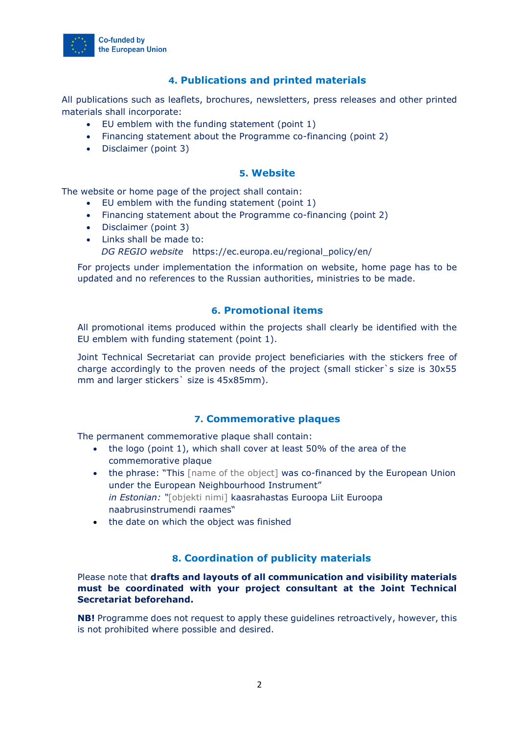## 4. Publications and printed materials

All publications such as leaflets, brochures, newsletters, press releases and other printed materials shall incorporate:

- EU emblem with the funding statement (point 1)
- Financing statement about the Programme co-financing (point 2)
- Disclaimer (point 3)

## 5. Website

The website or home page of the project shall contain:

- EU emblem with the funding statement (point 1)
- Financing statement about the Programme co-financing (point 2)
- Disclaimer (point 3)
- Links shall be made to:
  *DG REGIO website* https://ec.europa.eu/regional_policy/en/

For projects under implementation the information on website, home page has to be updated and no references to the Russian authorities, ministries to be made.

## 6. Promotional items

All promotional items produced within the projects shall clearly be identified with the EU emblem with funding statement (point 1).

Joint Technical Secretariat can provide project beneficiaries with the stickers free of charge accordingly to the proven needs of the project (small sticker`s size is 30x55 mm and larger stickers` size is 45x85mm).

## 7. Commemorative plaques

The permanent commemorative plaque shall contain:

- the logo (point 1), which shall cover at least 50% of the area of the commemorative plaque
- the phrase: "This [name of the object] was co-financed by the European Union under the European Neighbourhood Instrument"
  *in Estonian:* "[objekti nimi] kaasrahastas Euroopa Liit Euroopa naabrusinstrumendi raames"
- the date on which the object was finished

## 8. Coordination of publicity materials

Please note that **drafts and layouts of all communication and visibility materials must be coordinated with your project consultant at the Joint Technical Secretariat beforehand.**

**NB!** Programme does not request to apply these guidelines retroactively, however, this is not prohibited where possible and desired.